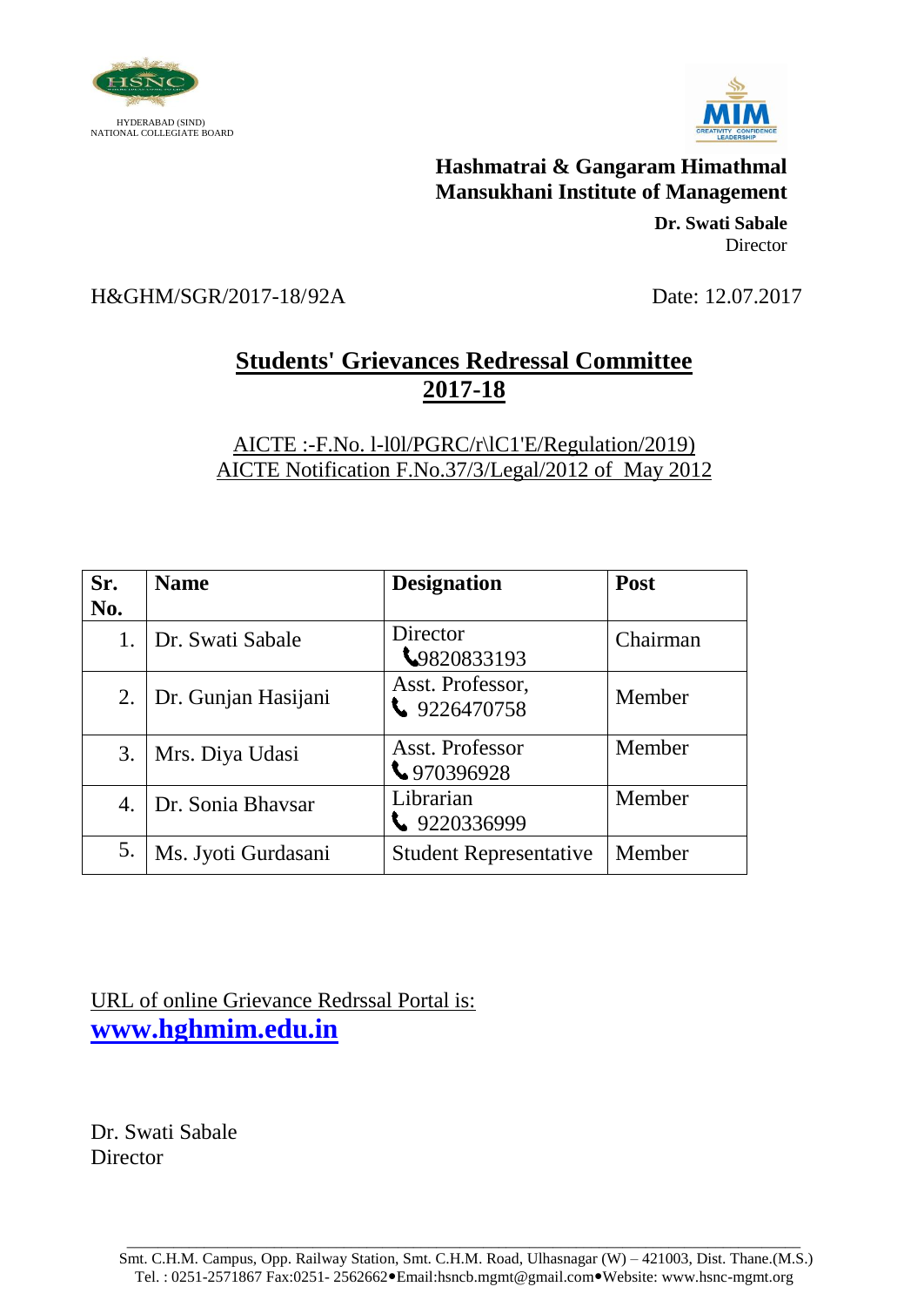HYDERABAD (SIND)
NATIONAL COLLEGIATE BOARD

**Hashmatrai & Gangaram Himathmal**
**Mansukhani Institute of Management**

**Dr. Swati Sabale**
Director

H&GHM/SGR/2017-18/92A

Date: 12.07.2017

## Students' Grievances Redressal Committee 2017-18

AICTE :-F.No. l-l0l/PGRC/r\lC1'E/Regulation/2019)
AICTE Notification F.No.37/3/Legal/2012 of May 2012

| Sr. No. | Name | Designation | Post |
|---|---|---|---|
| 1. | Dr. Swati Sabale | Director ☎9820833193 | Chairman |
| 2. | Dr. Gunjan Hasijani | Asst. Professor, ☎ 9226470758 | Member |
| 3. | Mrs. Diya Udasi | Asst. Professor ☎ 970396928 | Member |
| 4. | Dr. Sonia Bhavsar | Librarian ☎ 9220336999 | Member |
| 5. | Ms. Jyoti Gurdasani | Student Representative | Member |

URL of online Grievance Redrssal Portal is:
**www.hghmim.edu.in**

Dr. Swati Sabale
Director

Smt. C.H.M. Campus, Opp. Railway Station, Smt. C.H.M. Road, Ulhasnagar (W) – 421003, Dist. Thane.(M.S.)
Tel. : 0251-2571867 Fax:0251- 2562662•Email:hsncb.mgmt@gmail.com•Website: www.hsnc-mgmt.org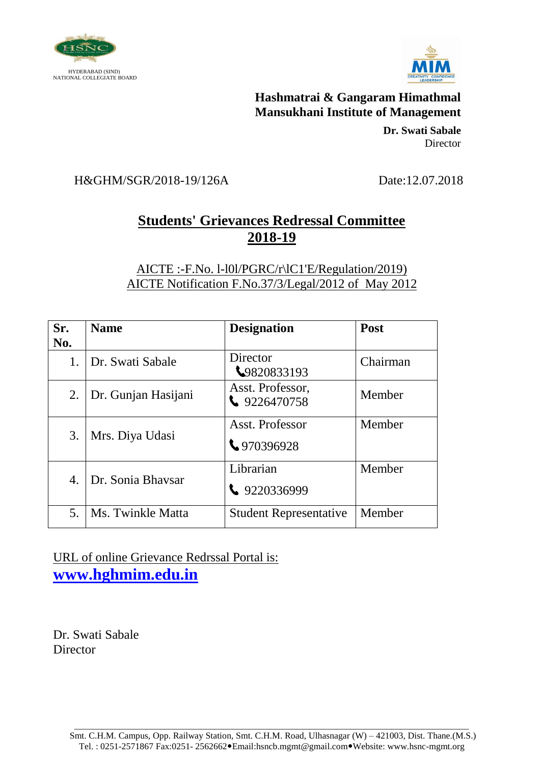HYDERABAD (SIND)
NATIONAL COLLEGIATE BOARD

**Hashmatrai & Gangaram Himathmal Mansukhani Institute of Management**

**Dr. Swati Sabale**
Director

H&GHM/SGR/2018-19/126A

Date:12.07.2018

## Students' Grievances Redressal Committee 2018-19

AICTE :-F.No. l-l0l/PGRC/r\lC1'E/Regulation/2019)
AICTE Notification F.No.37/3/Legal/2012 of May 2012

| Sr. No. | Name | Designation | Post |
|---|---|---|---|
| 1. | Dr. Swati Sabale | Director 9820833193 | Chairman |
| 2. | Dr. Gunjan Hasijani | Asst. Professor, 9226470758 | Member |
| 3. | Mrs. Diya Udasi | Asst. Professor 970396928 | Member |
| 4. | Dr. Sonia Bhavsar | Librarian 9220336999 | Member |
| 5. | Ms. Twinkle Matta | Student Representative | Member |

URL of online Grievance Redrssal Portal is:
**www.hghmim.edu.in**

Dr. Swati Sabale
Director

Smt. C.H.M. Campus, Opp. Railway Station, Smt. C.H.M. Road, Ulhasnagar (W) – 421003, Dist. Thane.(M.S.)
Tel. : 0251-2571867 Fax:0251- 2562662•Email:hsncb.mgmt@gmail.com•Website: www.hsnc-mgmt.org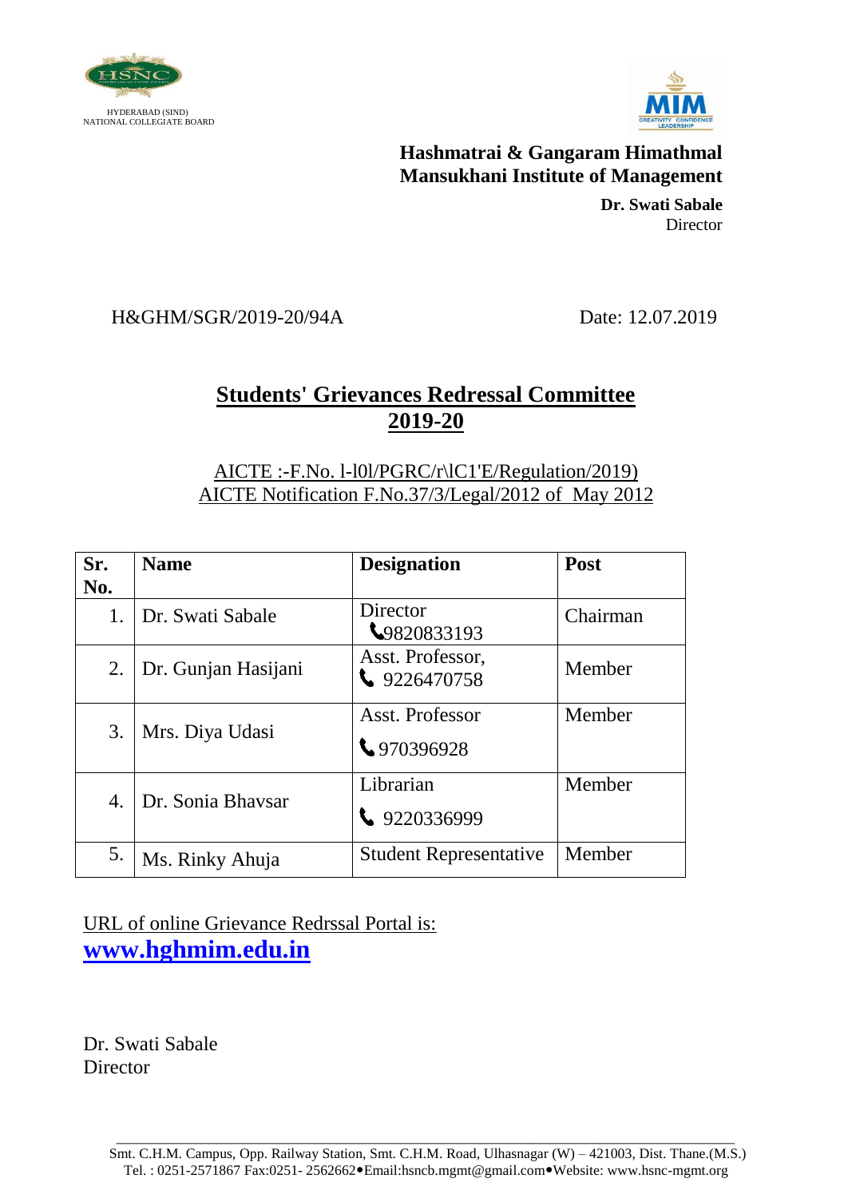HYDERABAD (SIND)
NATIONAL COLLEGIATE BOARD

**Hashmatrai & Gangaram Himathmal Mansukhani Institute of Management**

**Dr. Swati Sabale**
Director

H&GHM/SGR/2019-20/94A

Date: 12.07.2019

## Students' Grievances Redressal Committee 2019-20

AICTE :-F.No. l-l0l/PGRC/r\lC1'E/Regulation/2019)
AICTE Notification F.No.37/3/Legal/2012 of May 2012

| Sr. No. | Name | Designation | Post |
|---|---|---|---|
| 1. | Dr. Swati Sabale | Director 9820833193 | Chairman |
| 2. | Dr. Gunjan Hasijani | Asst. Professor, 9226470758 | Member |
| 3. | Mrs. Diya Udasi | Asst. Professor 970396928 | Member |
| 4. | Dr. Sonia Bhavsar | Librarian 9220336999 | Member |
| 5. | Ms. Rinky Ahuja | Student Representative | Member |

URL of online Grievance Redrssal Portal is:
**www.hghmim.edu.in**

Dr. Swati Sabale
Director

Smt. C.H.M. Campus, Opp. Railway Station, Smt. C.H.M. Road, Ulhasnagar (W) – 421003, Dist. Thane.(M.S.)
Tel. : 0251-2571867 Fax:0251- 2562662•Email:hsncb.mgmt@gmail.com•Website: www.hsnc-mgmt.org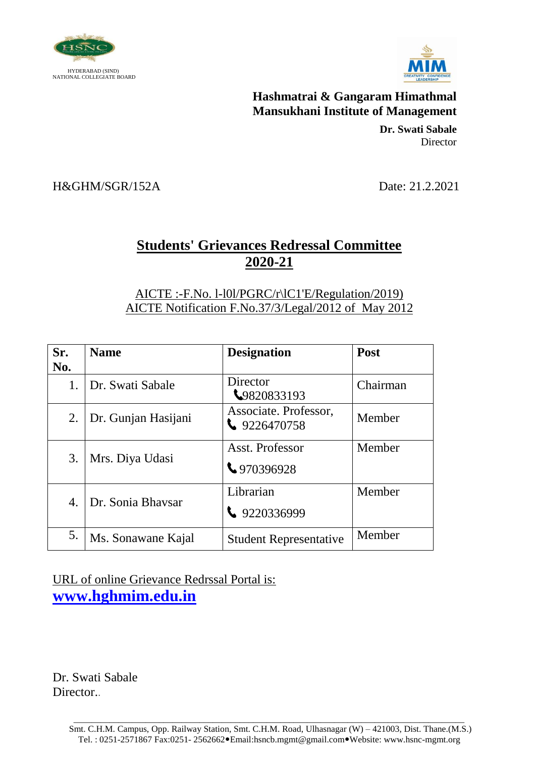HYDERABAD (SIND)
NATIONAL COLLEGIATE BOARD

**Hashmatrai & Gangaram Himathmal Mansukhani Institute of Management**

**Dr. Swati Sabale**
Director

H&GHM/SGR/152A

Date: 21.2.2021

## Students' Grievances Redressal Committee 2020-21

AICTE :-F.No. l-l0l/PGRC/r\lC1'E/Regulation/2019)
AICTE Notification F.No.37/3/Legal/2012 of May 2012

| Sr. No. | Name | Designation | Post |
|---|---|---|---|
| 1. | Dr. Swati Sabale | Director 9820833193 | Chairman |
| 2. | Dr. Gunjan Hasijani | Associate. Professor, 9226470758 | Member |
| 3. | Mrs. Diya Udasi | Asst. Professor 970396928 | Member |
| 4. | Dr. Sonia Bhavsar | Librarian 9220336999 | Member |
| 5. | Ms. Sonawane Kajal | Student Representative | Member |

URL of online Grievance Redrssal Portal is:
**www.hghmim.edu.in**

Dr. Swati Sabale
Director..

Smt. C.H.M. Campus, Opp. Railway Station, Smt. C.H.M. Road, Ulhasnagar (W) – 421003, Dist. Thane.(M.S.)
Tel. : 0251-2571867 Fax:0251- 2562662•Email:hsncb.mgmt@gmail.com•Website: www.hsnc-mgmt.org